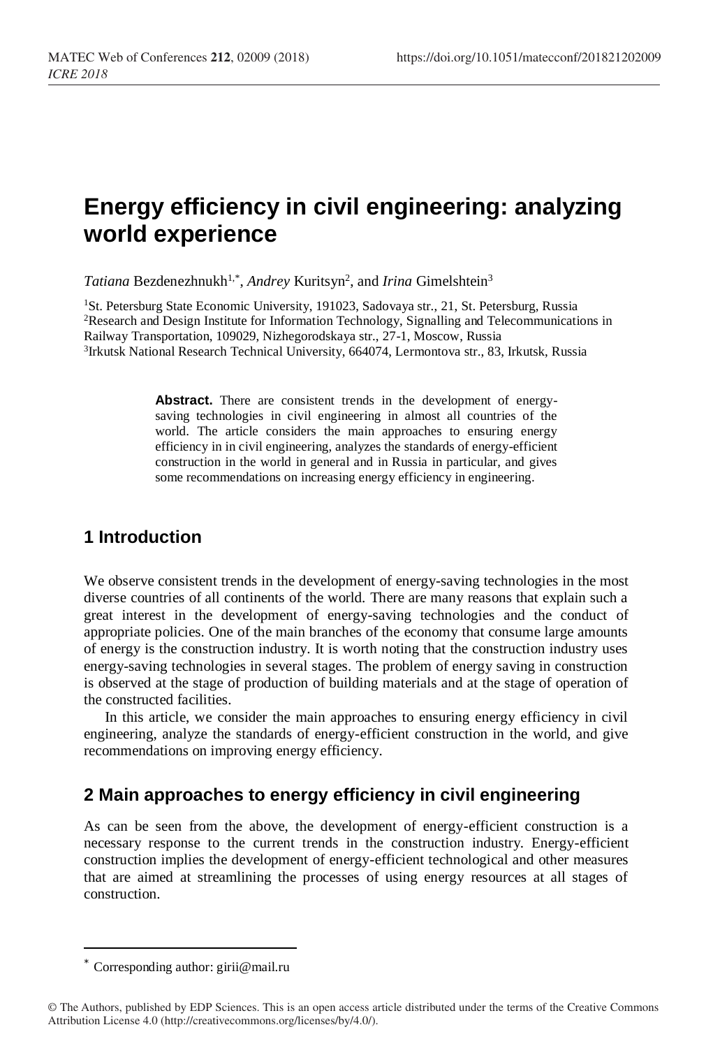# Energy efficiency in civil engineering: analyzing world experience

*Tatiana* Bezdenezhnukh[1,*], *Andrey* Kuritsyn[2], and *Irina* Gimelshtein[3]

[1]St. Petersburg State Economic University, 191023, Sadovaya str., 21, St. Petersburg, Russia
[2]Research and Design Institute for Information Technology, Signalling and Telecommunications in Railway Transportation, 109029, Nizhegorodskaya str., 27-1, Moscow, Russia
[3]Irkutsk National Research Technical University, 664074, Lermontova str., 83, Irkutsk, Russia

**Abstract.** There are consistent trends in the development of energy-saving technologies in civil engineering in almost all countries of the world. The article considers the main approaches to ensuring energy efficiency in in civil engineering, analyzes the standards of energy-efficient construction in the world in general and in Russia in particular, and gives some recommendations on increasing energy efficiency in engineering.

## 1 Introduction

We observe consistent trends in the development of energy-saving technologies in the most diverse countries of all continents of the world. There are many reasons that explain such a great interest in the development of energy-saving technologies and the conduct of appropriate policies. One of the main branches of the economy that consume large amounts of energy is the construction industry. It is worth noting that the construction industry uses energy-saving technologies in several stages. The problem of energy saving in construction is observed at the stage of production of building materials and at the stage of operation of the constructed facilities.

In this article, we consider the main approaches to ensuring energy efficiency in civil engineering, analyze the standards of energy-efficient construction in the world, and give recommendations on improving energy efficiency.

## 2 Main approaches to energy efficiency in civil engineering

As can be seen from the above, the development of energy-efficient construction is a necessary response to the current trends in the construction industry. Energy-efficient construction implies the development of energy-efficient technological and other measures that are aimed at streamlining the processes of using energy resources at all stages of construction.

* Corresponding author: girii@mail.ru

© The Authors, published by EDP Sciences. This is an open access article distributed under the terms of the Creative Commons Attribution License 4.0 (http://creativecommons.org/licenses/by/4.0/).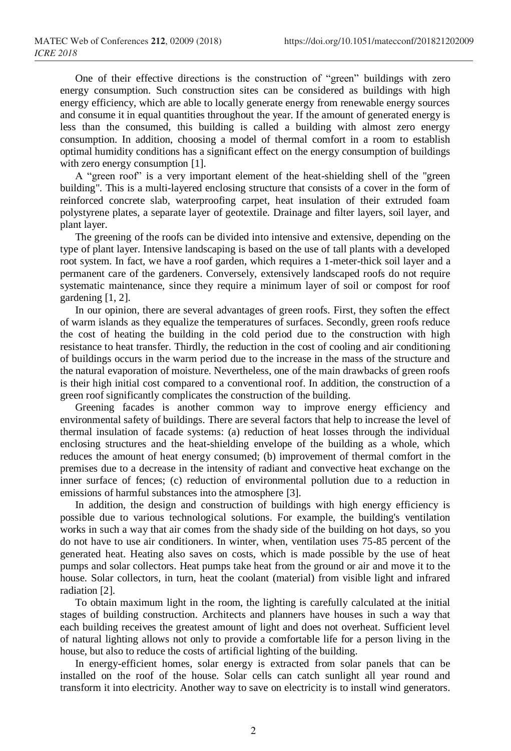One of their effective directions is the construction of “green” buildings with zero energy consumption. Such construction sites can be considered as buildings with high energy efficiency, which are able to locally generate energy from renewable energy sources and consume it in equal quantities throughout the year. If the amount of generated energy is less than the consumed, this building is called a building with almost zero energy consumption. In addition, choosing a model of thermal comfort in a room to establish optimal humidity conditions has a significant effect on the energy consumption of buildings with zero energy consumption [1].

A “green roof” is a very important element of the heat-shielding shell of the "green building". This is a multi-layered enclosing structure that consists of a cover in the form of reinforced concrete slab, waterproofing carpet, heat insulation of their extruded foam polystyrene plates, a separate layer of geotextile. Drainage and filter layers, soil layer, and plant layer.

The greening of the roofs can be divided into intensive and extensive, depending on the type of plant layer. Intensive landscaping is based on the use of tall plants with a developed root system. In fact, we have a roof garden, which requires a 1-meter-thick soil layer and a permanent care of the gardeners. Conversely, extensively landscaped roofs do not require systematic maintenance, since they require a minimum layer of soil or compost for roof gardening [1, 2].

In our opinion, there are several advantages of green roofs. First, they soften the effect of warm islands as they equalize the temperatures of surfaces. Secondly, green roofs reduce the cost of heating the building in the cold period due to the construction with high resistance to heat transfer. Thirdly, the reduction in the cost of cooling and air conditioning of buildings occurs in the warm period due to the increase in the mass of the structure and the natural evaporation of moisture. Nevertheless, one of the main drawbacks of green roofs is their high initial cost compared to a conventional roof. In addition, the construction of a green roof significantly complicates the construction of the building.

Greening facades is another common way to improve energy efficiency and environmental safety of buildings. There are several factors that help to increase the level of thermal insulation of facade systems: (a) reduction of heat losses through the individual enclosing structures and the heat-shielding envelope of the building as a whole, which reduces the amount of heat energy consumed; (b) improvement of thermal comfort in the premises due to a decrease in the intensity of radiant and convective heat exchange on the inner surface of fences; (c) reduction of environmental pollution due to a reduction in emissions of harmful substances into the atmosphere [3].

In addition, the design and construction of buildings with high energy efficiency is possible due to various technological solutions. For example, the building's ventilation works in such a way that air comes from the shady side of the building on hot days, so you do not have to use air conditioners. In winter, when, ventilation uses 75-85 percent of the generated heat. Heating also saves on costs, which is made possible by the use of heat pumps and solar collectors. Heat pumps take heat from the ground or air and move it to the house. Solar collectors, in turn, heat the coolant (material) from visible light and infrared radiation [2].

To obtain maximum light in the room, the lighting is carefully calculated at the initial stages of building construction. Architects and planners have houses in such a way that each building receives the greatest amount of light and does not overheat. Sufficient level of natural lighting allows not only to provide a comfortable life for a person living in the house, but also to reduce the costs of artificial lighting of the building.

In energy-efficient homes, solar energy is extracted from solar panels that can be installed on the roof of the house. Solar cells can catch sunlight all year round and transform it into electricity. Another way to save on electricity is to install wind generators.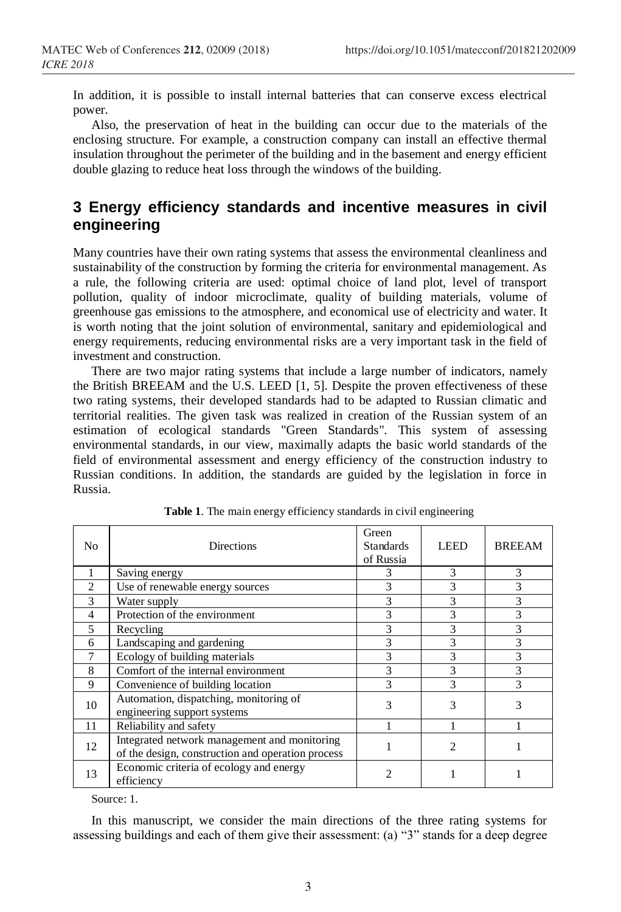In addition, it is possible to install internal batteries that can conserve excess electrical power.

Also, the preservation of heat in the building can occur due to the materials of the enclosing structure. For example, a construction company can install an effective thermal insulation throughout the perimeter of the building and in the basement and energy efficient double glazing to reduce heat loss through the windows of the building.

## 3 Energy efficiency standards and incentive measures in civil engineering

Many countries have their own rating systems that assess the environmental cleanliness and sustainability of the construction by forming the criteria for environmental management. As a rule, the following criteria are used: optimal choice of land plot, level of transport pollution, quality of indoor microclimate, quality of building materials, volume of greenhouse gas emissions to the atmosphere, and economical use of electricity and water. It is worth noting that the joint solution of environmental, sanitary and epidemiological and energy requirements, reducing environmental risks are a very important task in the field of investment and construction.

There are two major rating systems that include a large number of indicators, namely the British BREEAM and the U.S. LEED [1, 5]. Despite the proven effectiveness of these two rating systems, their developed standards had to be adapted to Russian climatic and territorial realities. The given task was realized in creation of the Russian system of an estimation of ecological standards "Green Standards". This system of assessing environmental standards, in our view, maximally adapts the basic world standards of the field of environmental assessment and energy efficiency of the construction industry to Russian conditions. In addition, the standards are guided by the legislation in force in Russia.

**Table 1**. The main energy efficiency standards in civil engineering

| No | Directions | Green Standards of Russia | LEED | BREEAM |
|---|---|---|---|---|
| 1 | Saving energy | 3 | 3 | 3 |
| 2 | Use of renewable energy sources | 3 | 3 | 3 |
| 3 | Water supply | 3 | 3 | 3 |
| 4 | Protection of the environment | 3 | 3 | 3 |
| 5 | Recycling | 3 | 3 | 3 |
| 6 | Landscaping and gardening | 3 | 3 | 3 |
| 7 | Ecology of building materials | 3 | 3 | 3 |
| 8 | Comfort of the internal environment | 3 | 3 | 3 |
| 9 | Convenience of building location | 3 | 3 | 3 |
| 10 | Automation, dispatching, monitoring of engineering support systems | 3 | 3 | 3 |
| 11 | Reliability and safety | 1 | 1 | 1 |
| 12 | Integrated network management and monitoring of the design, construction and operation process | 1 | 2 | 1 |
| 13 | Economic criteria of ecology and energy efficiency | 2 | 1 | 1 |

Source: 1.

In this manuscript, we consider the main directions of the three rating systems for assessing buildings and each of them give their assessment: (a) "3" stands for a deep degree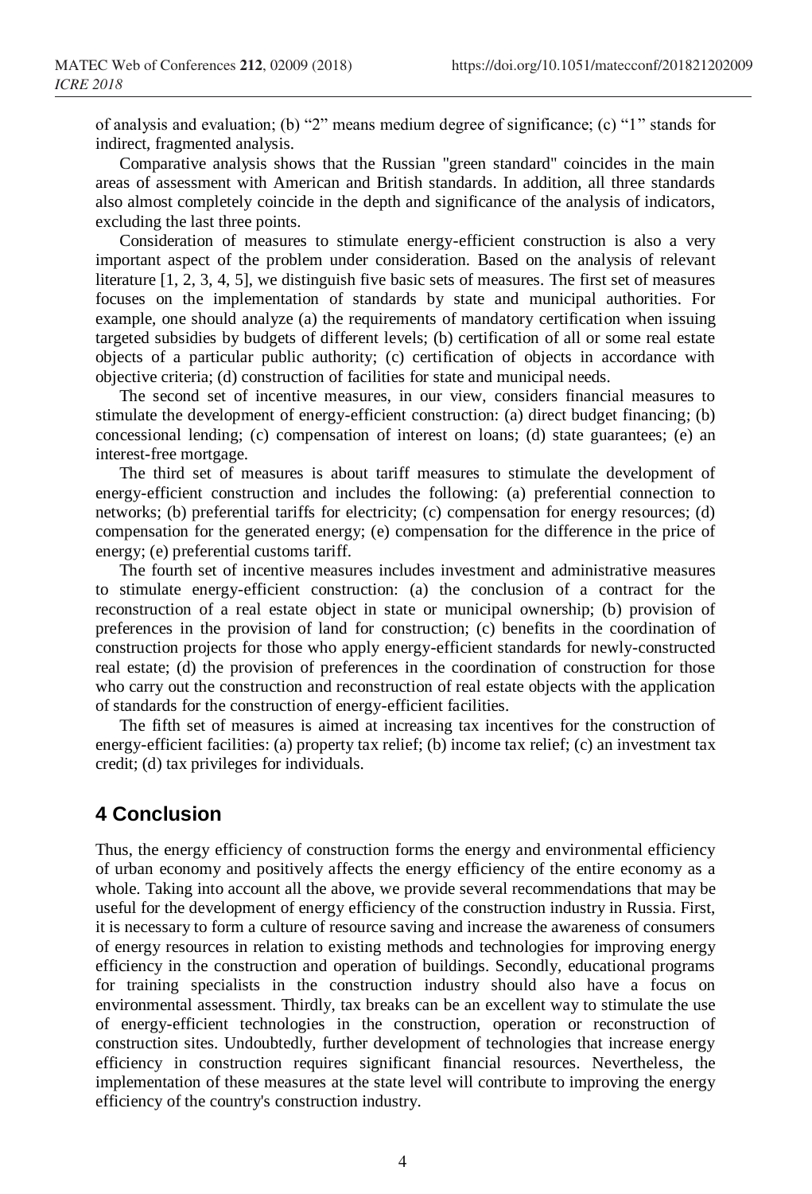of analysis and evaluation; (b) "2" means medium degree of significance; (c) "1" stands for indirect, fragmented analysis.

Comparative analysis shows that the Russian "green standard" coincides in the main areas of assessment with American and British standards. In addition, all three standards also almost completely coincide in the depth and significance of the analysis of indicators, excluding the last three points.

Consideration of measures to stimulate energy-efficient construction is also a very important aspect of the problem under consideration. Based on the analysis of relevant literature [1, 2, 3, 4, 5], we distinguish five basic sets of measures. The first set of measures focuses on the implementation of standards by state and municipal authorities. For example, one should analyze (a) the requirements of mandatory certification when issuing targeted subsidies by budgets of different levels; (b) certification of all or some real estate objects of a particular public authority; (c) certification of objects in accordance with objective criteria; (d) construction of facilities for state and municipal needs.

The second set of incentive measures, in our view, considers financial measures to stimulate the development of energy-efficient construction: (a) direct budget financing; (b) concessional lending; (c) compensation of interest on loans; (d) state guarantees; (e) an interest-free mortgage.

The third set of measures is about tariff measures to stimulate the development of energy-efficient construction and includes the following: (a) preferential connection to networks; (b) preferential tariffs for electricity; (c) compensation for energy resources; (d) compensation for the generated energy; (e) compensation for the difference in the price of energy; (e) preferential customs tariff.

The fourth set of incentive measures includes investment and administrative measures to stimulate energy-efficient construction: (a) the conclusion of a contract for the reconstruction of a real estate object in state or municipal ownership; (b) provision of preferences in the provision of land for construction; (c) benefits in the coordination of construction projects for those who apply energy-efficient standards for newly-constructed real estate; (d) the provision of preferences in the coordination of construction for those who carry out the construction and reconstruction of real estate objects with the application of standards for the construction of energy-efficient facilities.

The fifth set of measures is aimed at increasing tax incentives for the construction of energy-efficient facilities: (a) property tax relief; (b) income tax relief; (c) an investment tax credit; (d) tax privileges for individuals.

## 4 Conclusion

Thus, the energy efficiency of construction forms the energy and environmental efficiency of urban economy and positively affects the energy efficiency of the entire economy as a whole. Taking into account all the above, we provide several recommendations that may be useful for the development of energy efficiency of the construction industry in Russia. First, it is necessary to form a culture of resource saving and increase the awareness of consumers of energy resources in relation to existing methods and technologies for improving energy efficiency in the construction and operation of buildings. Secondly, educational programs for training specialists in the construction industry should also have a focus on environmental assessment. Thirdly, tax breaks can be an excellent way to stimulate the use of energy-efficient technologies in the construction, operation or reconstruction of construction sites. Undoubtedly, further development of technologies that increase energy efficiency in construction requires significant financial resources. Nevertheless, the implementation of these measures at the state level will contribute to improving the energy efficiency of the country's construction industry.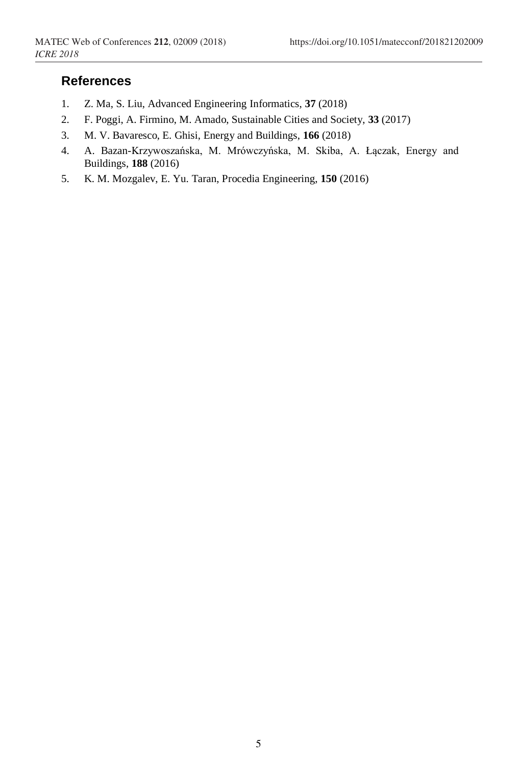## References

1. Z. Ma, S. Liu, Advanced Engineering Informatics, **37** (2018)
2. F. Poggi, A. Firmino, M. Amado, Sustainable Cities and Society, **33** (2017)
3. M. V. Bavaresco, E. Ghisi, Energy and Buildings, **166** (2018)
4. A. Bazan-Krzywoszańska, M. Mrówczyńska, M. Skiba, A. Łączak, Energy and Buildings, **188** (2016)
5. K. M. Mozgalev, E. Yu. Taran, Procedia Engineering, **150** (2016)